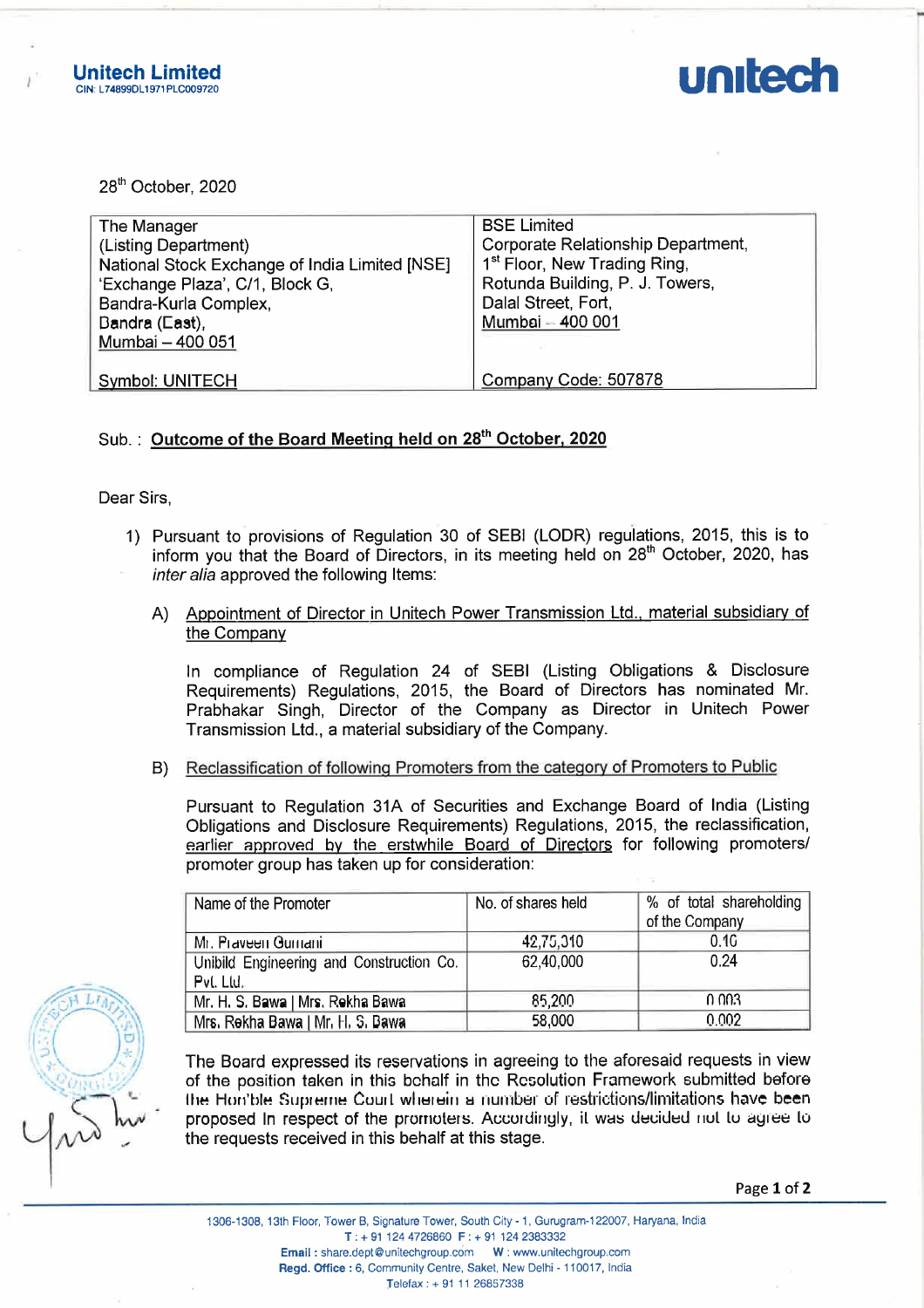Unitech Limited
CIN: L74899DL1971PLC009720

unitech

28th October, 2020

| The Manager<br>(Listing Department)<br>National Stock Exchange of India Limited [NSE]<br>'Exchange Plaza', C/1, Block G,<br>Bandra-Kurla Complex,<br>Bandra (East),<br>Mumbai – 400 051<br><br>Symbol: UNITECH | BSE Limited<br>Corporate Relationship Department,<br>1st Floor, New Trading Ring,<br>Rotunda Building, P. J. Towers,<br>Dalal Street, Fort,<br>Mumbai – 400 001<br><br>Company Code: 507878 |
|---|---|

Sub. : **Outcome of the Board Meeting held on 28th October, 2020**

Dear Sirs,

1) Pursuant to provisions of Regulation 30 of SEBI (LODR) regulations, 2015, this is to inform you that the Board of Directors, in its meeting held on 28th October, 2020, has *inter alia* approved the following Items:

   A) Appointment of Director in Unitech Power Transmission Ltd., material subsidiary of the Company

   In compliance of Regulation 24 of SEBI (Listing Obligations & Disclosure Requirements) Regulations, 2015, the Board of Directors has nominated Mr. Prabhakar Singh, Director of the Company as Director in Unitech Power Transmission Ltd., a material subsidiary of the Company.

   B) Reclassification of following Promoters from the category of Promoters to Public

   Pursuant to Regulation 31A of Securities and Exchange Board of India (Listing Obligations and Disclosure Requirements) Regulations, 2015, the reclassification, earlier approved by the erstwhile Board of Directors for following promoters/ promoter group has taken up for consideration:

| Name of the Promoter | No. of shares held | % of total shareholding of the Company |
|---|---|---|
| Mr. Praveen Gurnani | 42,75,310 | 0.16 |
| Unibild Engineering and Construction Co. Pvt. Ltd. | 62,40,000 | 0.24 |
| Mr. H. S. Bawa \| Mrs. Rekha Bawa | 85,200 | 0.003 |
| Mrs. Rekha Bawa \| Mr. H. S. Bawa | 58,000 | 0.002 |

   The Board expressed its reservations in agreeing to the aforesaid requests in view of the position taken in this behalf in the Resolution Framework submitted before the Hon'ble Supreme Court wherein a number of restrictions/limitations have been proposed in respect of the promoters. Accordingly, it was decided not to agree to the requests received in this behalf at this stage.

1306-1308, 13th Floor, Tower B, Signature Tower, South City - 1, Gurugram-122007, Haryana, India
T : + 91 124 4726860 F : + 91 124 2383332
**Email :** share.dept@unitechgroup.com **W :** www.unitechgroup.com
**Regd. Office :** 6, Community Centre, Saket, New Delhi - 110017, India
Telefax : + 91 11 26857338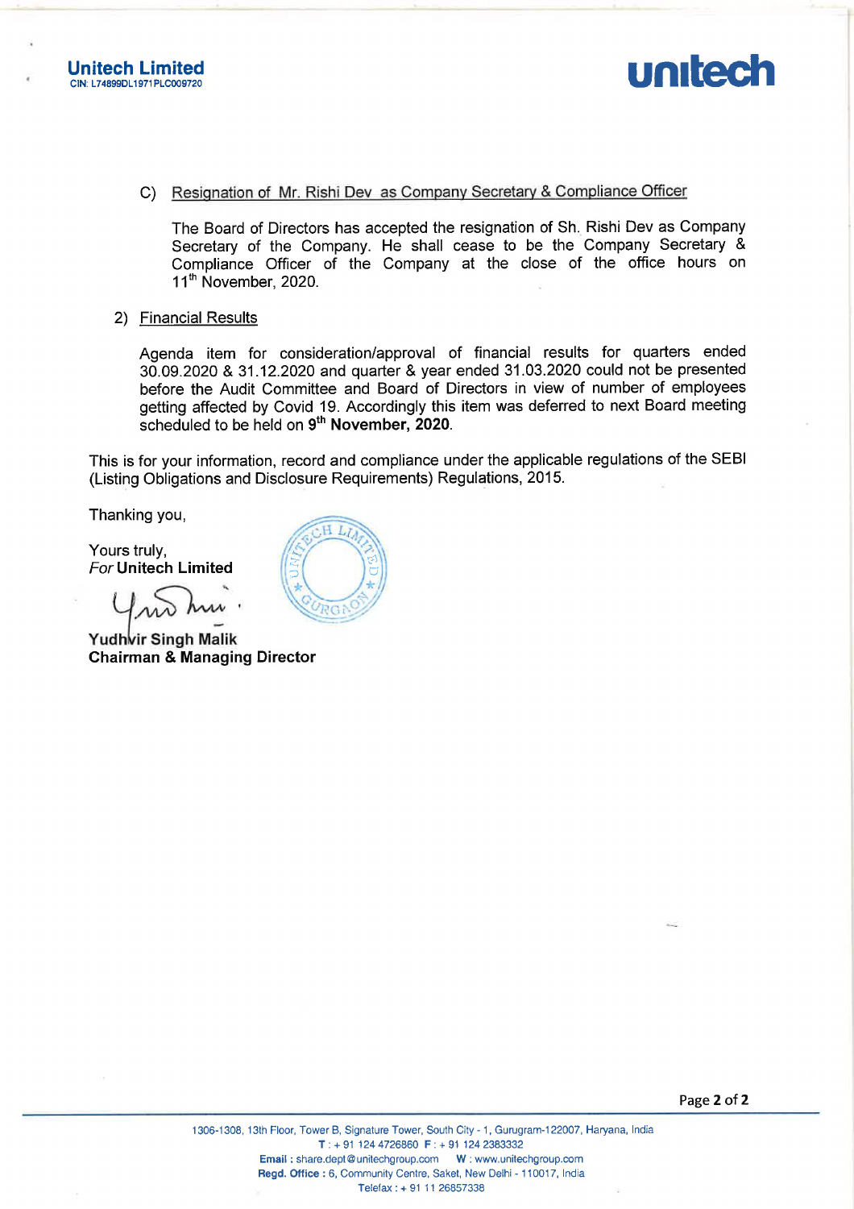Unitech Limited
CIN: L74899DL1971PLC009720

unitech

C) Resignation of Mr. Rishi Dev as Company Secretary & Compliance Officer

The Board of Directors has accepted the resignation of Sh. Rishi Dev as Company Secretary of the Company. He shall cease to be the Company Secretary & Compliance Officer of the Company at the close of the office hours on 11th November, 2020.

2) Financial Results

Agenda item for consideration/approval of financial results for quarters ended 30.09.2020 & 31.12.2020 and quarter & year ended 31.03.2020 could not be presented before the Audit Committee and Board of Directors in view of number of employees getting affected by Covid 19. Accordingly this item was deferred to next Board meeting scheduled to be held on **9th November, 2020**.

This is for your information, record and compliance under the applicable regulations of the SEBI (Listing Obligations and Disclosure Requirements) Regulations, 2015.

Thanking you,

Yours truly,
*For* **Unitech Limited**

**Yudhvir Singh Malik**
**Chairman & Managing Director**

1306-1308, 13th Floor, Tower B, Signature Tower, South City - 1, Gurugram-122007, Haryana, India
T : + 91 124 4726860 F : + 91 124 2383332
**Email :** share.dept@unitechgroup.com **W :** www.unitechgroup.com
**Regd. Office :** 6, Community Centre, Saket, New Delhi - 110017, India
Telefax : + 91 11 26857338